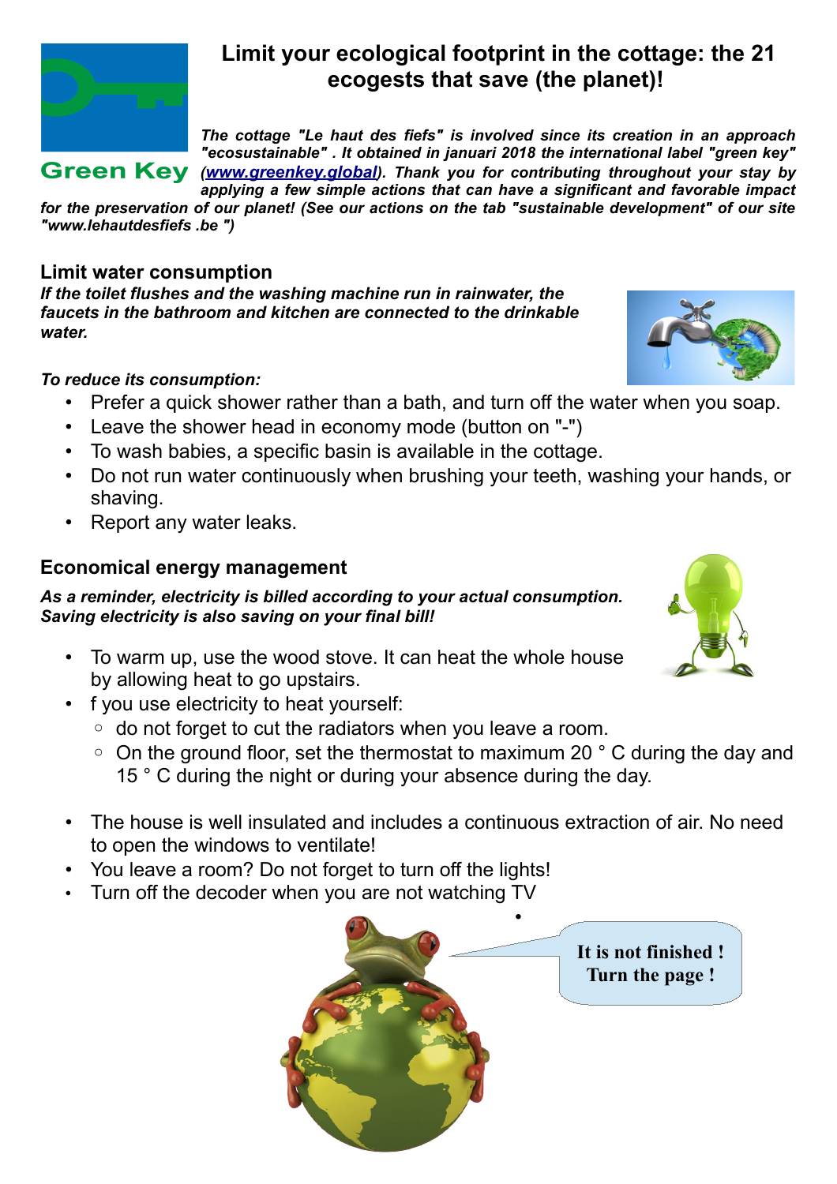# Limit your ecological footprint in the cottage: the 21 ecogests that save (the planet)!

Green Key

*The cottage "Le haut des fiefs" is involved since its creation in an approach "ecosustainable" . It obtained in januari 2018 the international label "green key" (www.greenkey.global). Thank you for contributing throughout your stay by applying a few simple actions that can have a significant and favorable impact for the preservation of our planet! (See our actions on the tab "sustainable development" of our site "www.lehautdesfiefs .be ")*

## Limit water consumption

***If the toilet flushes and the washing machine run in rainwater, the faucets in the bathroom and kitchen are connected to the drinkable water.***

*To reduce its consumption:*

- Prefer a quick shower rather than a bath, and turn off the water when you soap.
- Leave the shower head in economy mode (button on "-")
- To wash babies, a specific basin is available in the cottage.
- Do not run water continuously when brushing your teeth, washing your hands, or shaving.
- Report any water leaks.

## Economical energy management

***As a reminder, electricity is billed according to your actual consumption. Saving electricity is also saving on your final bill!***

- To warm up, use the wood stove. It can heat the whole house by allowing heat to go upstairs.
- f you use electricity to heat yourself:
  - do not forget to cut the radiators when you leave a room.
  - On the ground floor, set the thermostat to maximum 20 ° C during the day and 15 ° C during the night or during your absence during the day.
- The house is well insulated and includes a continuous extraction of air. No need to open the windows to ventilate!
- You leave a room? Do not forget to turn off the lights!
- Turn off the decoder when you are not watching TV

**It is not finished ! Turn the page !**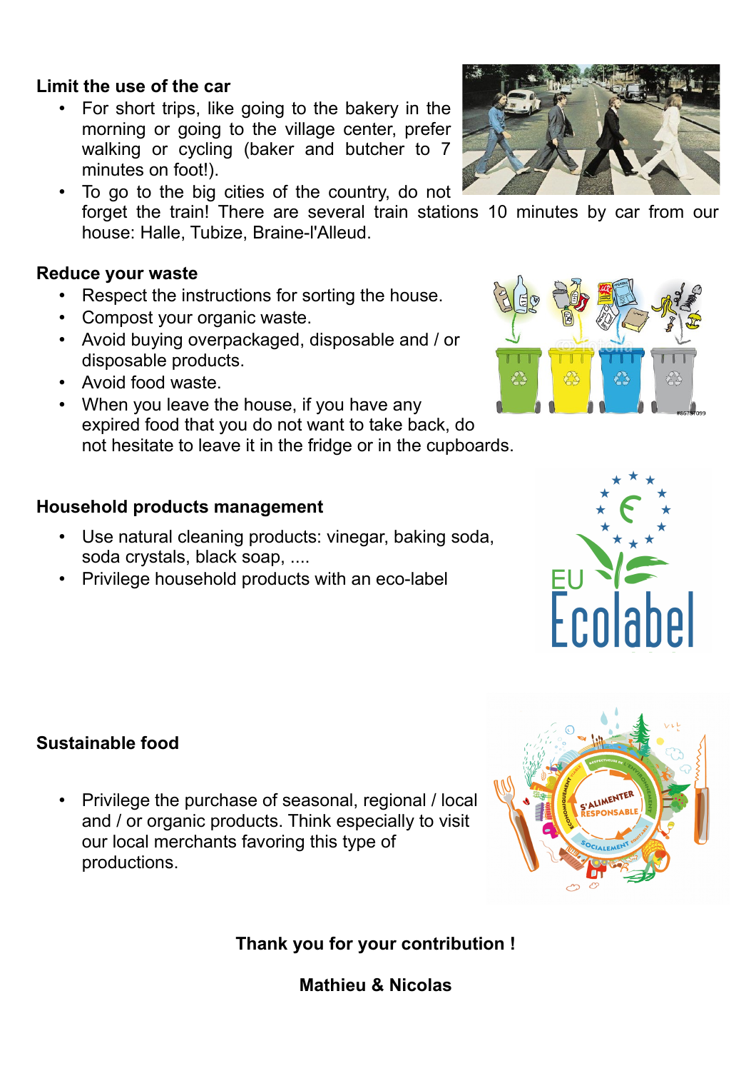**Limit the use of the car**

- For short trips, like going to the bakery in the morning or going to the village center, prefer walking or cycling (baker and butcher to 7 minutes on foot!).
- To go to the big cities of the country, do not forget the train! There are several train stations 10 minutes by car from our house: Halle, Tubize, Braine-l'Alleud.

**Reduce your waste**

- Respect the instructions for sorting the house.
- Compost your organic waste.
- Avoid buying overpackaged, disposable and / or disposable products.
- Avoid food waste.
- When you leave the house, if you have any expired food that you do not want to take back, do not hesitate to leave it in the fridge or in the cupboards.

**Household products management**

- Use natural cleaning products: vinegar, baking soda, soda crystals, black soap, ....
- Privilege household products with an eco-label

**Sustainable food**

- Privilege the purchase of seasonal, regional / local and / or organic products. Think especially to visit our local merchants favoring this type of productions.

**Thank you for your contribution !**

**Mathieu & Nicolas**